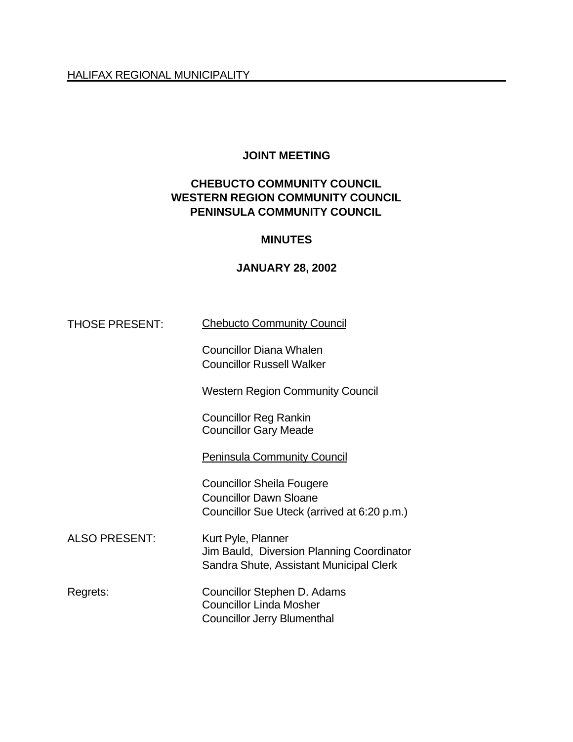HALIFAX REGIONAL MUNICIPALITY

# JOINT MEETING

## CHEBUCTO COMMUNITY COUNCIL
## WESTERN REGION COMMUNITY COUNCIL
## PENINSULA COMMUNITY COUNCIL

## MINUTES

## JANUARY 28, 2002

THOSE PRESENT:

Chebucto Community Council

Councillor Diana Whalen
Councillor Russell Walker

Western Region Community Council

Councillor Reg Rankin
Councillor Gary Meade

Peninsula Community Council

Councillor Sheila Fougere
Councillor Dawn Sloane
Councillor Sue Uteck (arrived at 6:20 p.m.)

ALSO PRESENT:

Kurt Pyle, Planner
Jim Bauld, Diversion Planning Coordinator
Sandra Shute, Assistant Municipal Clerk

Regrets:

Councillor Stephen D. Adams
Councillor Linda Mosher
Councillor Jerry Blumenthal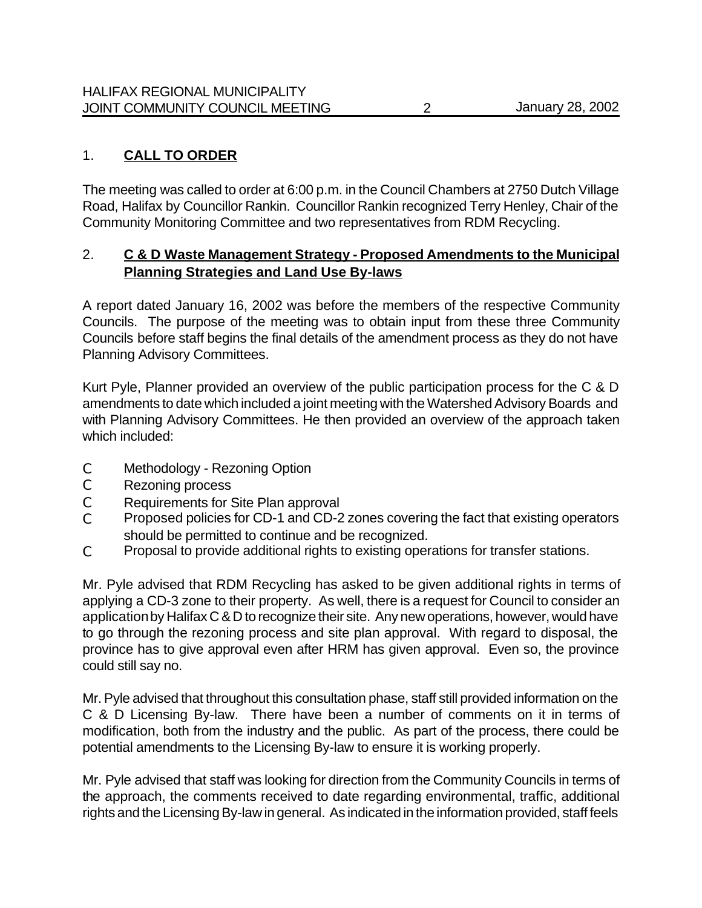## 1. **CALL TO ORDER**

The meeting was called to order at 6:00 p.m. in the Council Chambers at 2750 Dutch Village Road, Halifax by Councillor Rankin. Councillor Rankin recognized Terry Henley, Chair of the Community Monitoring Committee and two representatives from RDM Recycling.

## 2. **C & D Waste Management Strategy - Proposed Amendments to the Municipal Planning Strategies and Land Use By-laws**

A report dated January 16, 2002 was before the members of the respective Community Councils. The purpose of the meeting was to obtain input from these three Community Councils before staff begins the final details of the amendment process as they do not have Planning Advisory Committees.

Kurt Pyle, Planner provided an overview of the public participation process for the C & D amendments to date which included a joint meeting with the Watershed Advisory Boards and with Planning Advisory Committees. He then provided an overview of the approach taken which included:

- Methodology - Rezoning Option
- Rezoning process
- Requirements for Site Plan approval
- Proposed policies for CD-1 and CD-2 zones covering the fact that existing operators should be permitted to continue and be recognized.
- Proposal to provide additional rights to existing operations for transfer stations.

Mr. Pyle advised that RDM Recycling has asked to be given additional rights in terms of applying a CD-3 zone to their property. As well, there is a request for Council to consider an application by Halifax C & D to recognize their site. Any new operations, however, would have to go through the rezoning process and site plan approval. With regard to disposal, the province has to give approval even after HRM has given approval. Even so, the province could still say no.

Mr. Pyle advised that throughout this consultation phase, staff still provided information on the C & D Licensing By-law. There have been a number of comments on it in terms of modification, both from the industry and the public. As part of the process, there could be potential amendments to the Licensing By-law to ensure it is working properly.

Mr. Pyle advised that staff was looking for direction from the Community Councils in terms of the approach, the comments received to date regarding environmental, traffic, additional rights and the Licensing By-law in general. As indicated in the information provided, staff feels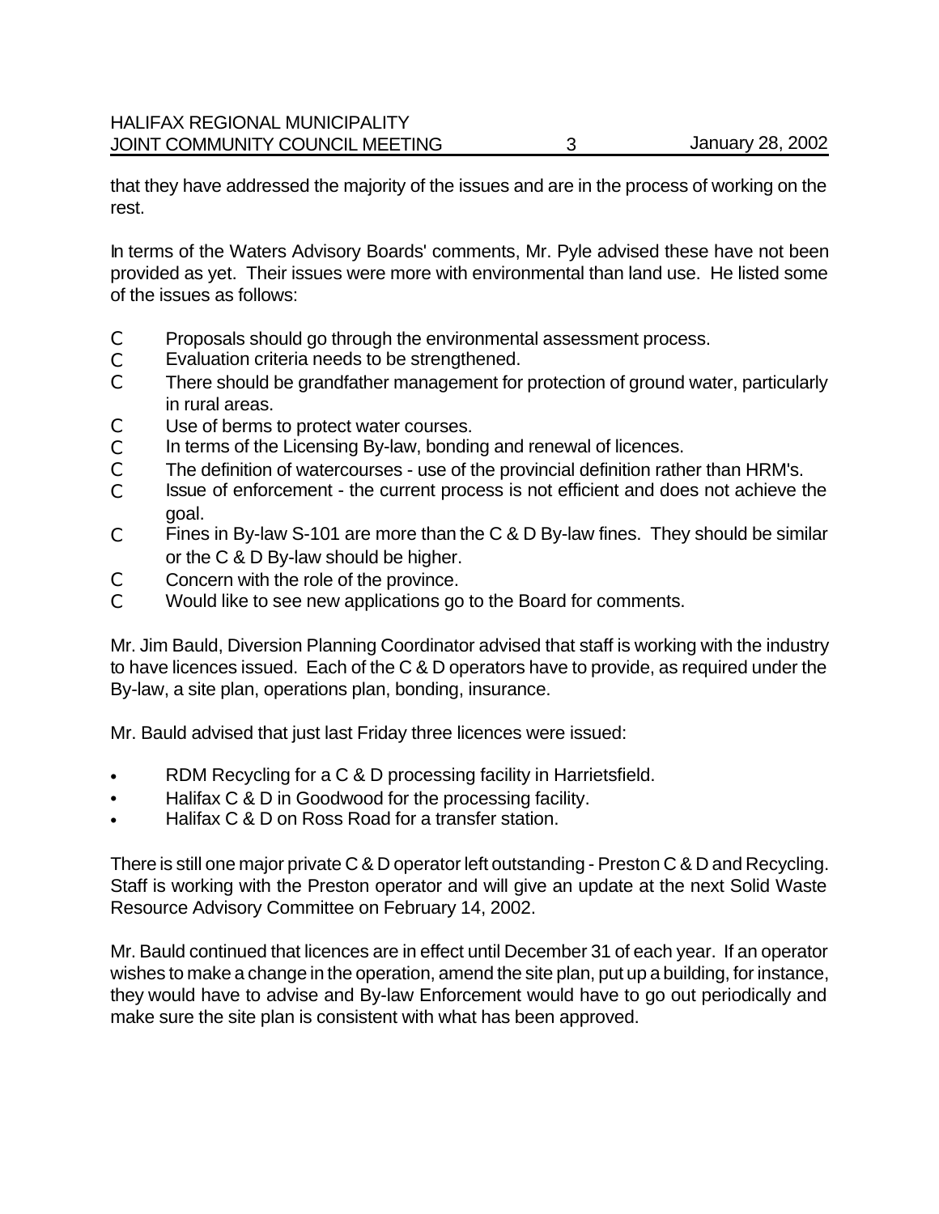that they have addressed the majority of the issues and are in the process of working on the rest.

In terms of the Waters Advisory Boards' comments, Mr. Pyle advised these have not been provided as yet. Their issues were more with environmental than land use. He listed some of the issues as follows:

- Proposals should go through the environmental assessment process.
- Evaluation criteria needs to be strengthened.
- There should be grandfather management for protection of ground water, particularly in rural areas.
- Use of berms to protect water courses.
- In terms of the Licensing By-law, bonding and renewal of licences.
- The definition of watercourses - use of the provincial definition rather than HRM's.
- Issue of enforcement - the current process is not efficient and does not achieve the goal.
- Fines in By-law S-101 are more than the C & D By-law fines. They should be similar or the C & D By-law should be higher.
- Concern with the role of the province.
- Would like to see new applications go to the Board for comments.

Mr. Jim Bauld, Diversion Planning Coordinator advised that staff is working with the industry to have licences issued. Each of the C & D operators have to provide, as required under the By-law, a site plan, operations plan, bonding, insurance.

Mr. Bauld advised that just last Friday three licences were issued:

- RDM Recycling for a C & D processing facility in Harrietsfield.
- Halifax C & D in Goodwood for the processing facility.
- Halifax C & D on Ross Road for a transfer station.

There is still one major private C & D operator left outstanding - Preston C & D and Recycling. Staff is working with the Preston operator and will give an update at the next Solid Waste Resource Advisory Committee on February 14, 2002.

Mr. Bauld continued that licences are in effect until December 31 of each year. If an operator wishes to make a change in the operation, amend the site plan, put up a building, for instance, they would have to advise and By-law Enforcement would have to go out periodically and make sure the site plan is consistent with what has been approved.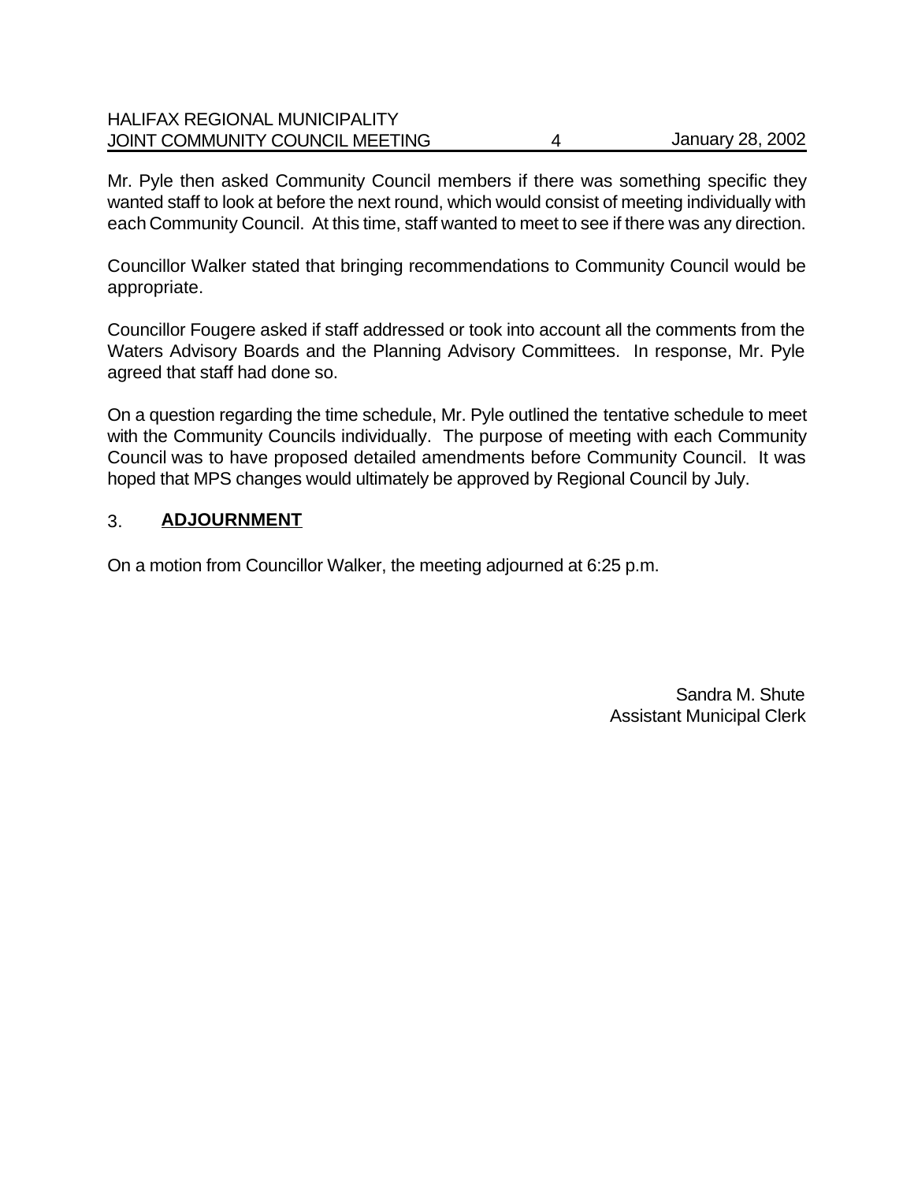Mr. Pyle then asked Community Council members if there was something specific they wanted staff to look at before the next round, which would consist of meeting individually with each Community Council. At this time, staff wanted to meet to see if there was any direction.

Councillor Walker stated that bringing recommendations to Community Council would be appropriate.

Councillor Fougere asked if staff addressed or took into account all the comments from the Waters Advisory Boards and the Planning Advisory Committees. In response, Mr. Pyle agreed that staff had done so.

On a question regarding the time schedule, Mr. Pyle outlined the tentative schedule to meet with the Community Councils individually. The purpose of meeting with each Community Council was to have proposed detailed amendments before Community Council. It was hoped that MPS changes would ultimately be approved by Regional Council by July.

## 3. **ADJOURNMENT**

On a motion from Councillor Walker, the meeting adjourned at 6:25 p.m.

Sandra M. Shute
Assistant Municipal Clerk